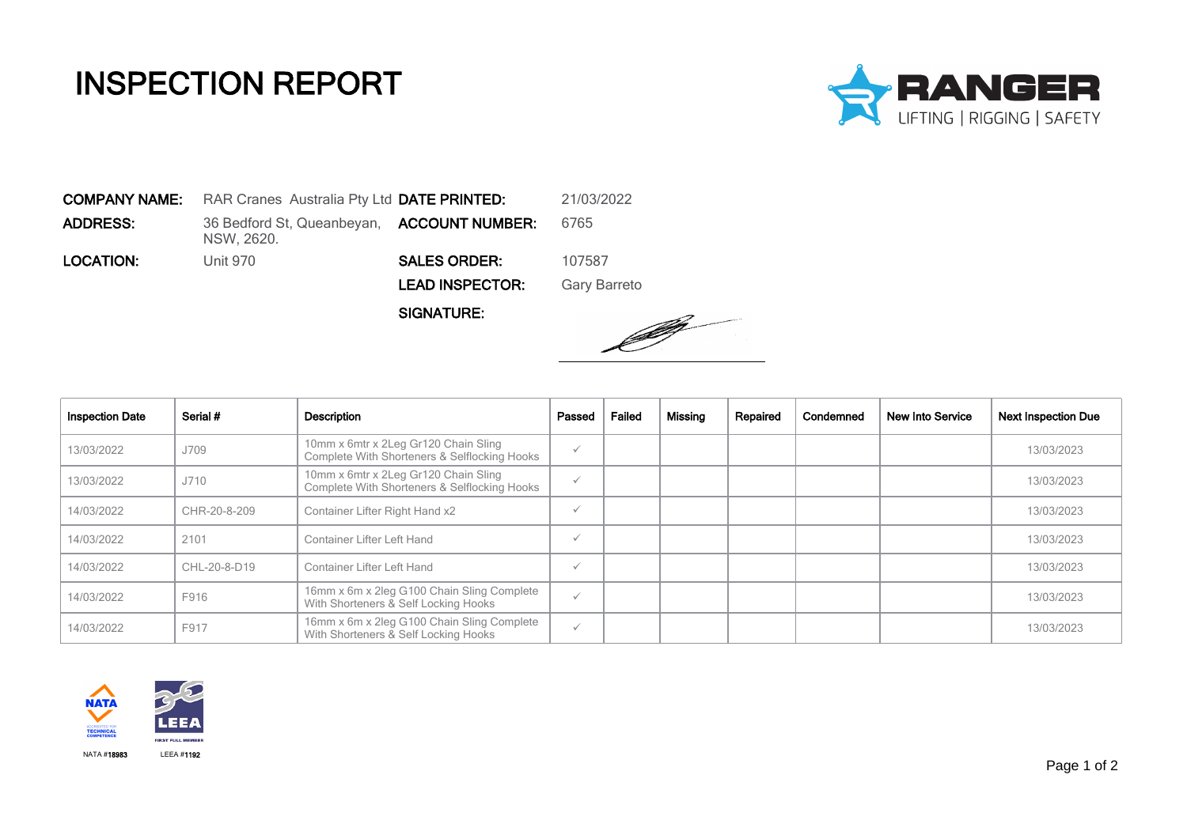# INSPECTION REPORT

RANGER
LIFTING | RIGGING | SAFETY

| | | | |
|---|---|---|---|
| **COMPANY NAME:** | RAR Cranes Australia Pty Ltd | **DATE PRINTED:** | 21/03/2022 |
| **ADDRESS:** | 36 Bedford St, Queanbeyan, NSW, 2620. | **ACCOUNT NUMBER:** | 6765 |
| **LOCATION:** | Unit 970 | **SALES ORDER:** | 107587 |
| | | **LEAD INSPECTOR:** | Gary Barreto |
| | | **SIGNATURE:** | |

| Inspection Date | Serial # | Description | Passed | Failed | Missing | Repaired | Condemned | New Into Service | Next Inspection Due |
|---|---|---|---|---|---|---|---|---|---|
| 13/03/2022 | J709 | 10mm x 6mtr x 2Leg Gr120 Chain Sling Complete With Shorteners & Selflocking Hooks | ✓ | | | | | | 13/03/2023 |
| 13/03/2022 | J710 | 10mm x 6mtr x 2Leg Gr120 Chain Sling Complete With Shorteners & Selflocking Hooks | ✓ | | | | | | 13/03/2023 |
| 14/03/2022 | CHR-20-8-209 | Container Lifter Right Hand x2 | ✓ | | | | | | 13/03/2023 |
| 14/03/2022 | 2101 | Container Lifter Left Hand | ✓ | | | | | | 13/03/2023 |
| 14/03/2022 | CHL-20-8-D19 | Container Lifter Left Hand | ✓ | | | | | | 13/03/2023 |
| 14/03/2022 | F916 | 16mm x 6m x 2leg G100 Chain Sling Complete With Shorteners & Self Locking Hooks | ✓ | | | | | | 13/03/2023 |
| 14/03/2022 | F917 | 16mm x 6m x 2leg G100 Chain Sling Complete With Shorteners & Self Locking Hooks | ✓ | | | | | | 13/03/2023 |

NATA ACCREDITED FOR TECHNICAL COMPETENCE — NATA #18983

LEEA FIRST FULL MEMBER — LEEA #1192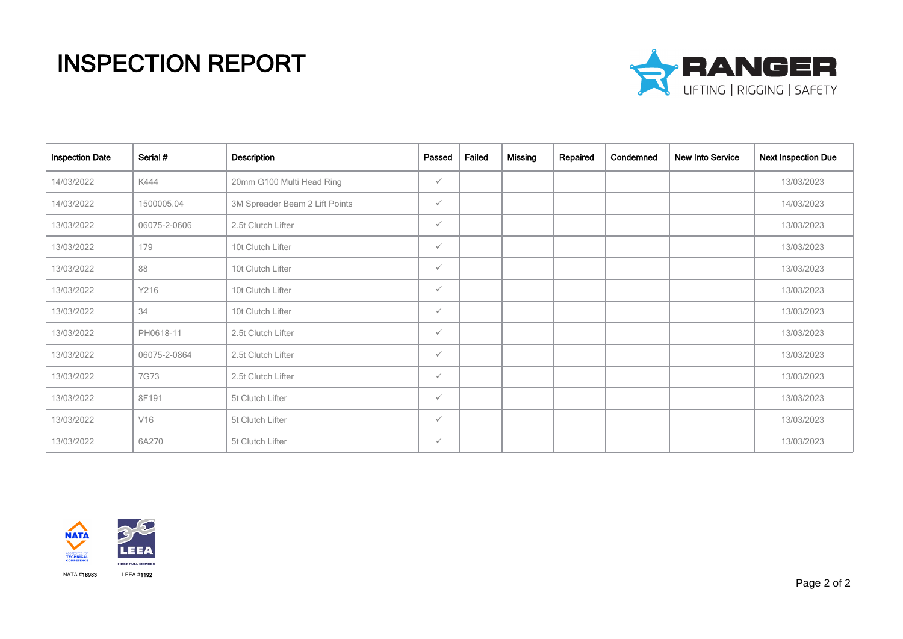# INSPECTION REPORT

RANGER
LIFTING | RIGGING | SAFETY

| Inspection Date | Serial # | Description | Passed | Failed | Missing | Repaired | Condemned | New Into Service | Next Inspection Due |
|---|---|---|---|---|---|---|---|---|---|
| 14/03/2022 | K444 | 20mm G100 Multi Head Ring | ✓ | | | | | | 13/03/2023 |
| 14/03/2022 | 1500005.04 | 3M Spreader Beam 2 Lift Points | ✓ | | | | | | 14/03/2023 |
| 13/03/2022 | 06075-2-0606 | 2.5t Clutch Lifter | ✓ | | | | | | 13/03/2023 |
| 13/03/2022 | 179 | 10t Clutch Lifter | ✓ | | | | | | 13/03/2023 |
| 13/03/2022 | 88 | 10t Clutch Lifter | ✓ | | | | | | 13/03/2023 |
| 13/03/2022 | Y216 | 10t Clutch Lifter | ✓ | | | | | | 13/03/2023 |
| 13/03/2022 | 34 | 10t Clutch Lifter | ✓ | | | | | | 13/03/2023 |
| 13/03/2022 | PH0618-11 | 2.5t Clutch Lifter | ✓ | | | | | | 13/03/2023 |
| 13/03/2022 | 06075-2-0864 | 2.5t Clutch Lifter | ✓ | | | | | | 13/03/2023 |
| 13/03/2022 | 7G73 | 2.5t Clutch Lifter | ✓ | | | | | | 13/03/2023 |
| 13/03/2022 | 8F191 | 5t Clutch Lifter | ✓ | | | | | | 13/03/2023 |
| 13/03/2022 | V16 | 5t Clutch Lifter | ✓ | | | | | | 13/03/2023 |
| 13/03/2022 | 6A270 | 5t Clutch Lifter | ✓ | | | | | | 13/03/2023 |

NATA #**18983**

LEEA #**1192**